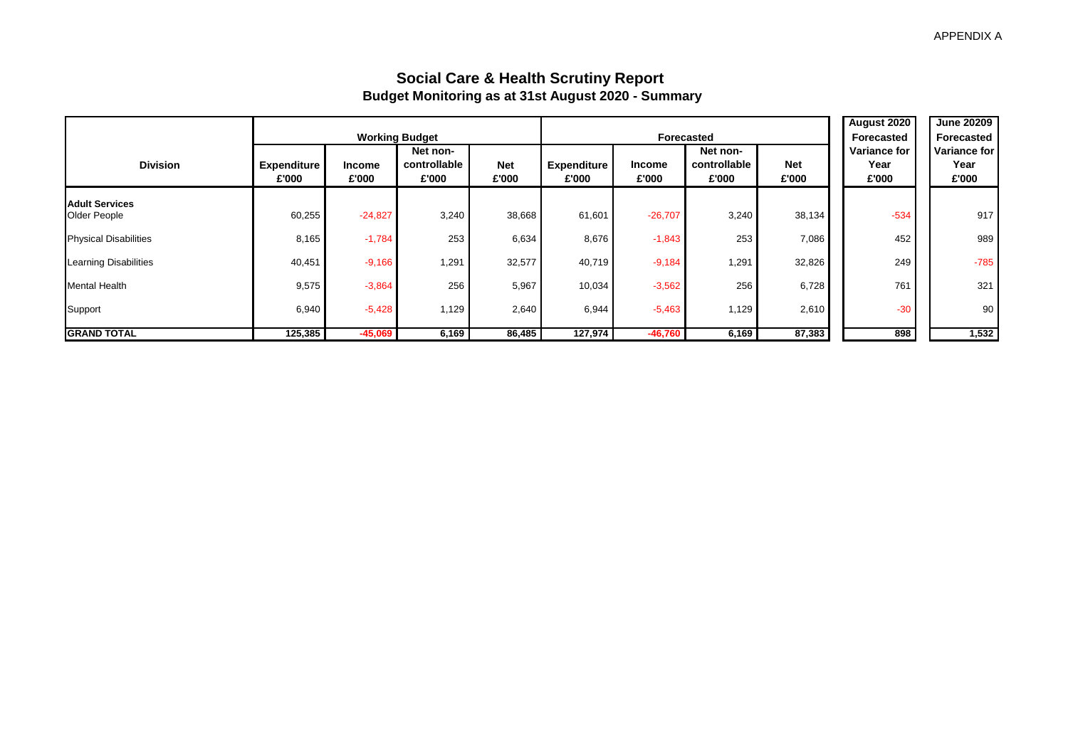APPENDIX A

# Social Care & Health Scrutiny Report
## Budget Monitoring as at 31st August 2020 - Summary

| Division | Working Budget | | | | Forecasted | | | | August 2020 Forecasted Variance for Year £'000 | June 20209 Forecasted Variance for Year £'000 |
|---|---|---|---|---|---|---|---|---|---|---|
| | Expenditure £'000 | Income £'000 | Net non-controllable £'000 | Net £'000 | Expenditure £'000 | Income £'000 | Net non-controllable £'000 | Net £'000 | | |
| **Adult Services** | | | | | | | | | | |
| Older People | 60,255 | -24,827 | 3,240 | 38,668 | 61,601 | -26,707 | 3,240 | 38,134 | -534 | 917 |
| Physical Disabilities | 8,165 | -1,784 | 253 | 6,634 | 8,676 | -1,843 | 253 | 7,086 | 452 | 989 |
| Learning Disabilities | 40,451 | -9,166 | 1,291 | 32,577 | 40,719 | -9,184 | 1,291 | 32,826 | 249 | -785 |
| Mental Health | 9,575 | -3,864 | 256 | 5,967 | 10,034 | -3,562 | 256 | 6,728 | 761 | 321 |
| Support | 6,940 | -5,428 | 1,129 | 2,640 | 6,944 | -5,463 | 1,129 | 2,610 | -30 | 90 |
| **GRAND TOTAL** | **125,385** | **-45,069** | **6,169** | **86,485** | **127,974** | **-46,760** | **6,169** | **87,383** | **898** | **1,532** |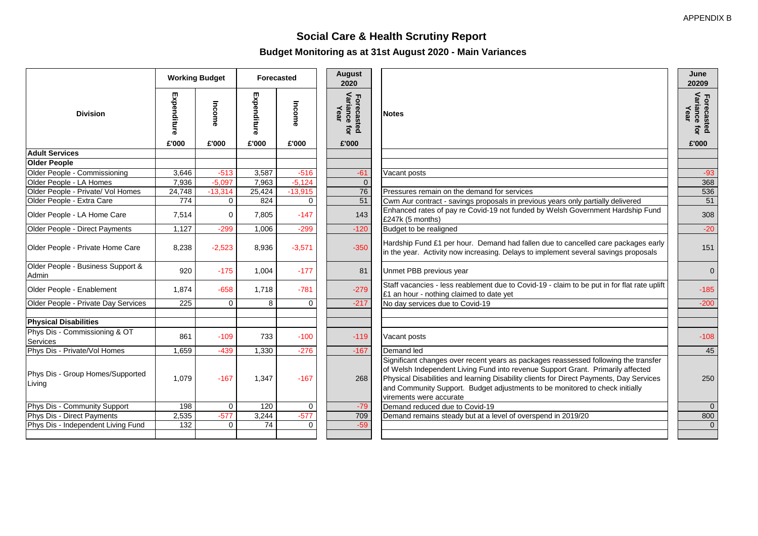APPENDIX B

# Social Care & Health Scrutiny Report

## Budget Monitoring as at 31st August 2020 - Main Variances

| Division | Working Budget | | Forecasted | | August 2020 | Notes | June 20209 |
|---|---|---|---|---|---|---|---|
| | Expenditure £'000 | Income £'000 | Expenditure £'000 | Income £'000 | Forecasted Variance for Year £'000 | | Forecasted Variance for Year £'000 |
| **Adult Services** | | | | | | | |
| **Older People** | | | | | | | |
| Older People - Commissioning | 3,646 | -513 | 3,587 | -516 | -61 | Vacant posts | -93 |
| Older People - LA Homes | 7,936 | -5,097 | 7,963 | -5,124 | 0 | | 368 |
| Older People - Private/ Vol Homes | 24,748 | -13,314 | 25,424 | -13,915 | 76 | Pressures remain on the demand for services | 536 |
| Older People - Extra Care | 774 | 0 | 824 | 0 | 51 | Cwm Aur contract - savings proposals in previous years only partially delivered | 51 |
| Older People - LA Home Care | 7,514 | 0 | 7,805 | -147 | 143 | Enhanced rates of pay re Covid-19 not funded by Welsh Government Hardship Fund £247k (5 months) | 308 |
| Older People - Direct Payments | 1,127 | -299 | 1,006 | -299 | -120 | Budget to be realigned | -20 |
| Older People - Private Home Care | 8,238 | -2,523 | 8,936 | -3,571 | -350 | Hardship Fund £1 per hour. Demand had fallen due to cancelled care packages early in the year. Activity now increasing. Delays to implement several savings proposals | 151 |
| Older People - Business Support & Admin | 920 | -175 | 1,004 | -177 | 81 | Unmet PBB previous year | 0 |
| Older People - Enablement | 1,874 | -658 | 1,718 | -781 | -279 | Staff vacancies - less reablement due to Covid-19 - claim to be put in for flat rate uplift £1 an hour - nothing claimed to date yet | -185 |
| Older People - Private Day Services | 225 | 0 | 8 | 0 | -217 | No day services due to Covid-19 | -200 |
| | | | | | | | |
| **Physical Disabilities** | | | | | | | |
| Phys Dis - Commissioning & OT Services | 861 | -109 | 733 | -100 | -119 | Vacant posts | -108 |
| Phys Dis - Private/Vol Homes | 1,659 | -439 | 1,330 | -276 | -167 | Demand led | 45 |
| Phys Dis - Group Homes/Supported Living | 1,079 | -167 | 1,347 | -167 | 268 | Significant changes over recent years as packages reassessed following the transfer of Welsh Independent Living Fund into revenue Support Grant. Primarily affected Physical Disabilities and learning Disability clients for Direct Payments, Day Services and Community Support. Budget adjustments to be monitored to check initially virements were accurate | 250 |
| Phys Dis - Community Support | 198 | 0 | 120 | 0 | -79 | Demand reduced due to Covid-19 | 0 |
| Phys Dis - Direct Payments | 2,535 | -577 | 3,244 | -577 | 709 | Demand remains steady but at a level of overspend in 2019/20 | 800 |
| Phys Dis - Independent Living Fund | 132 | 0 | 74 | 0 | -59 | | 0 |
| | | | | | | | |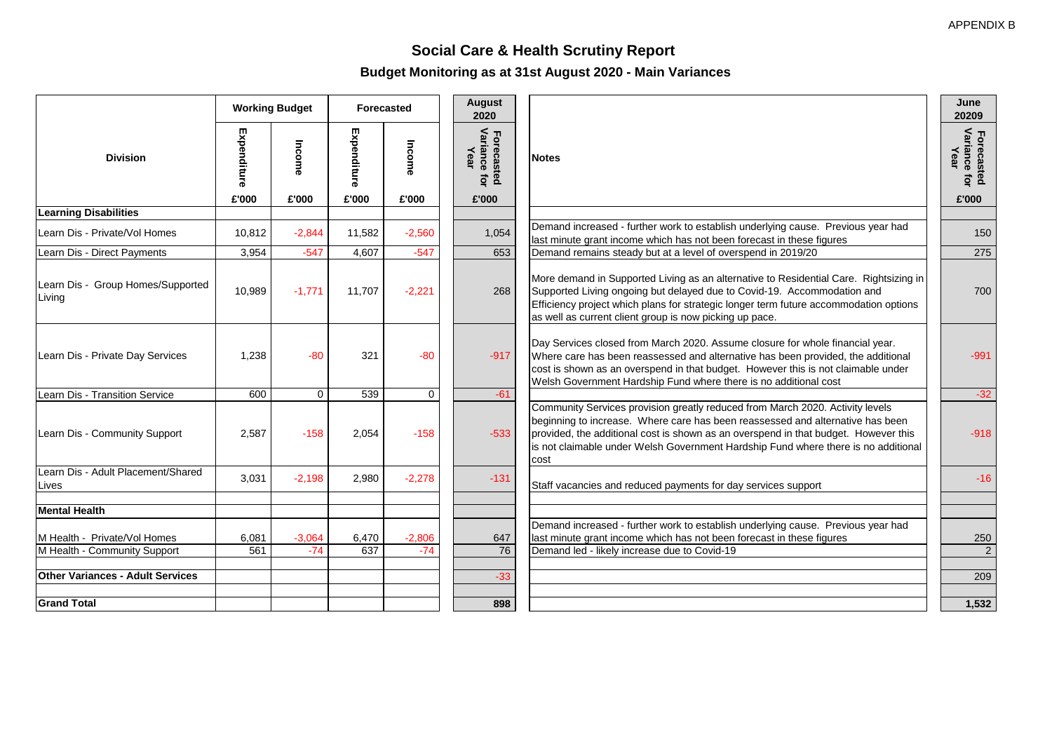APPENDIX B

# Social Care & Health Scrutiny Report

## Budget Monitoring as at 31st August 2020 - Main Variances

| Division | Working Budget | | Forecasted | | August 2020 | Notes | June 20209 |
|---|---|---|---|---|---|---|---|
| | Expenditure £'000 | Income £'000 | Expenditure £'000 | Income £'000 | Forecasted Variance for Year £'000 | | Forecasted Variance for Year £'000 |
| **Learning Disabilities** | | | | | | | |
| Learn Dis - Private/Vol Homes | 10,812 | -2,844 | 11,582 | -2,560 | 1,054 | Demand increased - further work to establish underlying cause. Previous year had last minute grant income which has not been forecast in these figures | 150 |
| Learn Dis - Direct Payments | 3,954 | -547 | 4,607 | -547 | 653 | Demand remains steady but at a level of overspend in 2019/20 | 275 |
| Learn Dis - Group Homes/Supported Living | 10,989 | -1,771 | 11,707 | -2,221 | 268 | More demand in Supported Living as an alternative to Residential Care. Rightsizing in Supported Living ongoing but delayed due to Covid-19. Accommodation and Efficiency project which plans for strategic longer term future accommodation options as well as current client group is now picking up pace. | 700 |
| Learn Dis - Private Day Services | 1,238 | -80 | 321 | -80 | -917 | Day Services closed from March 2020. Assume closure for whole financial year. Where care has been reassessed and alternative has been provided, the additional cost is shown as an overspend in that budget. However this is not claimable under Welsh Government Hardship Fund where there is no additional cost | -991 |
| Learn Dis - Transition Service | 600 | 0 | 539 | 0 | -61 | | -32 |
| Learn Dis - Community Support | 2,587 | -158 | 2,054 | -158 | -533 | Community Services provision greatly reduced from March 2020. Activity levels beginning to increase. Where care has been reassessed and alternative has been provided, the additional cost is shown as an overspend in that budget. However this is not claimable under Welsh Government Hardship Fund where there is no additional cost | -918 |
| Learn Dis - Adult Placement/Shared Lives | 3,031 | -2,198 | 2,980 | -2,278 | -131 | Staff vacancies and reduced payments for day services support | -16 |
| | | | | | | | |
| **Mental Health** | | | | | | | |
| M Health - Private/Vol Homes | 6,081 | -3,064 | 6,470 | -2,806 | 647 | Demand increased - further work to establish underlying cause. Previous year had last minute grant income which has not been forecast in these figures | 250 |
| M Health - Community Support | 561 | -74 | 637 | -74 | 76 | Demand led - likely increase due to Covid-19 | 2 |
| | | | | | | | |
| **Other Variances - Adult Services** | | | | | -33 | | 209 |
| | | | | | | | |
| **Grand Total** | | | | | **898** | | **1,532** |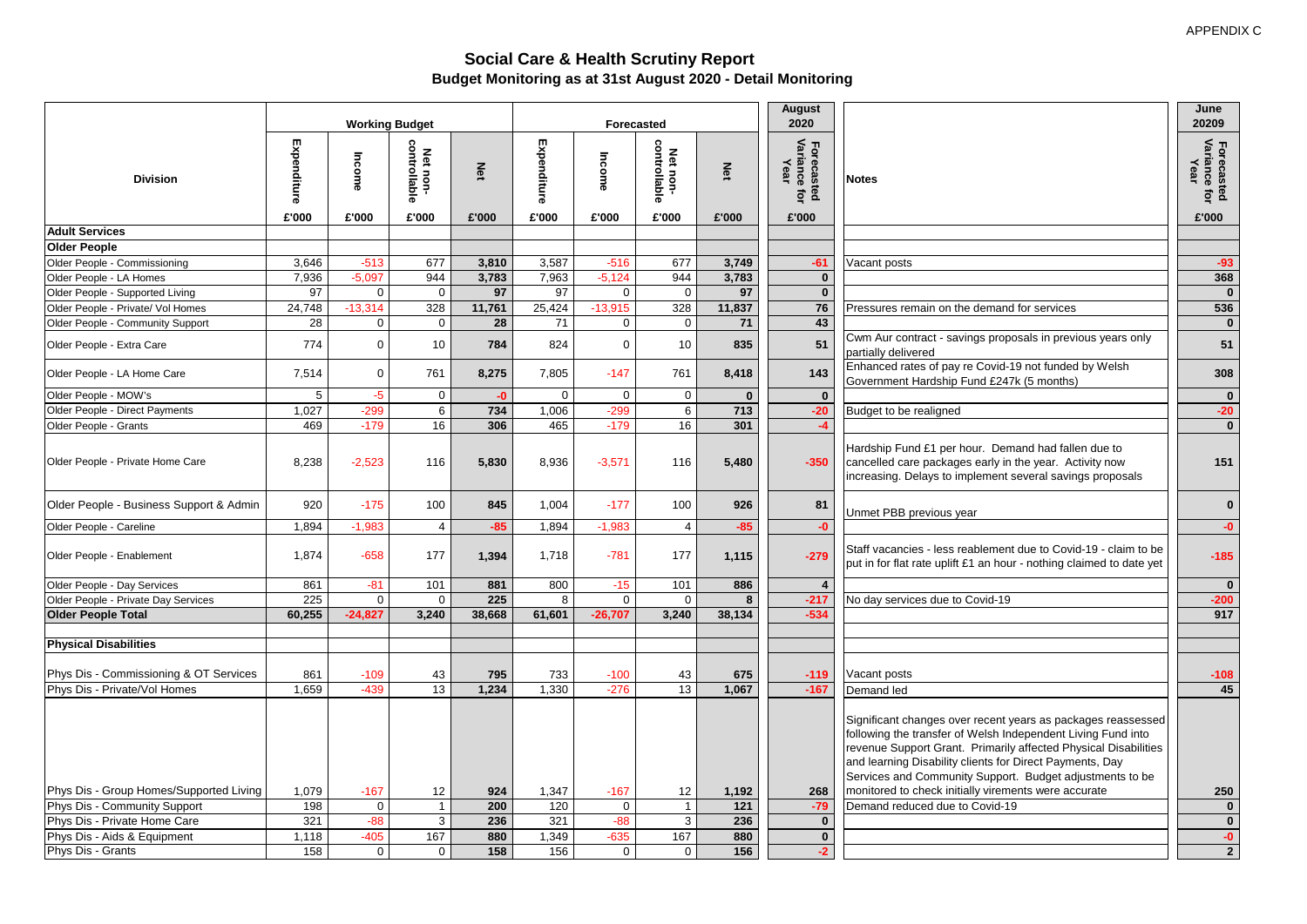APPENDIX C

# Social Care & Health Scrutiny Report

## Budget Monitoring as at 31st August 2020 - Detail Monitoring

| Division | Working Budget | | | | Forecasted | | | | August 2020 | Notes | June 20209 |
|---|---|---|---|---|---|---|---|---|---|---|---|
| | Expenditure | Income | Net non-controllable | Net | Expenditure | Income | Net non-controllable | Net | Forecasted Variance for Year | | Forecasted Variance for Year |
| | £'000 | £'000 | £'000 | £'000 | £'000 | £'000 | £'000 | £'000 | £'000 | | £'000 |
| **Adult Services** | | | | | | | | | | | |
| **Older People** | | | | | | | | | | | |
| Older People - Commissioning | 3,646 | -513 | 677 | 3,810 | 3,587 | -516 | 677 | 3,749 | -61 | Vacant posts | -93 |
| Older People - LA Homes | 7,936 | -5,097 | 944 | 3,783 | 7,963 | -5,124 | 944 | 3,783 | 0 | | 368 |
| Older People - Supported Living | 97 | 0 | 0 | 97 | 97 | 0 | 0 | 97 | 0 | | 0 |
| Older People - Private/ Vol Homes | 24,748 | -13,314 | 328 | 11,761 | 25,424 | -13,915 | 328 | 11,837 | 76 | Pressures remain on the demand for services | 536 |
| Older People - Community Support | 28 | 0 | 0 | 28 | 71 | 0 | 0 | 71 | 43 | | 0 |
| Older People - Extra Care | 774 | 0 | 10 | 784 | 824 | 0 | 10 | 835 | 51 | Cwm Aur contract - savings proposals in previous years only partially delivered | 51 |
| Older People - LA Home Care | 7,514 | 0 | 761 | 8,275 | 7,805 | -147 | 761 | 8,418 | 143 | Enhanced rates of pay re Covid-19 not funded by Welsh Government Hardship Fund £247k (5 months) | 308 |
| Older People - MOW's | 5 | -5 | 0 | -0 | 0 | 0 | 0 | 0 | 0 | | 0 |
| Older People - Direct Payments | 1,027 | -299 | 6 | 734 | 1,006 | -299 | 6 | 713 | -20 | Budget to be realigned | -20 |
| Older People - Grants | 469 | -179 | 16 | 306 | 465 | -179 | 16 | 301 | -4 | | 0 |
| Older People - Private Home Care | 8,238 | -2,523 | 116 | 5,830 | 8,936 | -3,571 | 116 | 5,480 | -350 | Hardship Fund £1 per hour. Demand had fallen due to cancelled care packages early in the year. Activity now increasing. Delays to implement several savings proposals | 151 |
| Older People - Business Support & Admin | 920 | -175 | 100 | 845 | 1,004 | -177 | 100 | 926 | 81 | Unmet PBB previous year | 0 |
| Older People - Careline | 1,894 | -1,983 | 4 | -85 | 1,894 | -1,983 | 4 | -85 | -0 | | -0 |
| Older People - Enablement | 1,874 | -658 | 177 | 1,394 | 1,718 | -781 | 177 | 1,115 | -279 | Staff vacancies - less reablement due to Covid-19 - claim to be put in for flat rate uplift £1 an hour - nothing claimed to date yet | -185 |
| Older People - Day Services | 861 | -81 | 101 | 881 | 800 | -15 | 101 | 886 | 4 | | 0 |
| Older People - Private Day Services | 225 | 0 | 0 | 225 | 8 | 0 | 0 | 8 | -217 | No day services due to Covid-19 | -200 |
| **Older People Total** | **60,255** | **-24,827** | **3,240** | **38,668** | **61,601** | **-26,707** | **3,240** | **38,134** | **-534** | | **917** |
| | | | | | | | | | | | |
| **Physical Disabilities** | | | | | | | | | | | |
| Phys Dis - Commissioning & OT Services | 861 | -109 | 43 | 795 | 733 | -100 | 43 | 675 | -119 | Vacant posts | -108 |
| Phys Dis - Private/Vol Homes | 1,659 | -439 | 13 | 1,234 | 1,330 | -276 | 13 | 1,067 | -167 | Demand led | 45 |
| Phys Dis - Group Homes/Supported Living | 1,079 | -167 | 12 | 924 | 1,347 | -167 | 12 | 1,192 | 268 | Significant changes over recent years as packages reassessed following the transfer of Welsh Independent Living Fund into revenue Support Grant. Primarily affected Physical Disabilities and learning Disability clients for Direct Payments, Day Services and Community Support. Budget adjustments to be monitored to check initially virements were accurate | 250 |
| Phys Dis - Community Support | 198 | 0 | 1 | 200 | 120 | 0 | 1 | 121 | -79 | Demand reduced due to Covid-19 | 0 |
| Phys Dis - Private Home Care | 321 | -88 | 3 | 236 | 321 | -88 | 3 | 236 | 0 | | 0 |
| Phys Dis - Aids & Equipment | 1,118 | -405 | 167 | 880 | 1,349 | -635 | 167 | 880 | 0 | | -0 |
| Phys Dis - Grants | 158 | 0 | 0 | 158 | 156 | 0 | 0 | 156 | -2 | | 2 |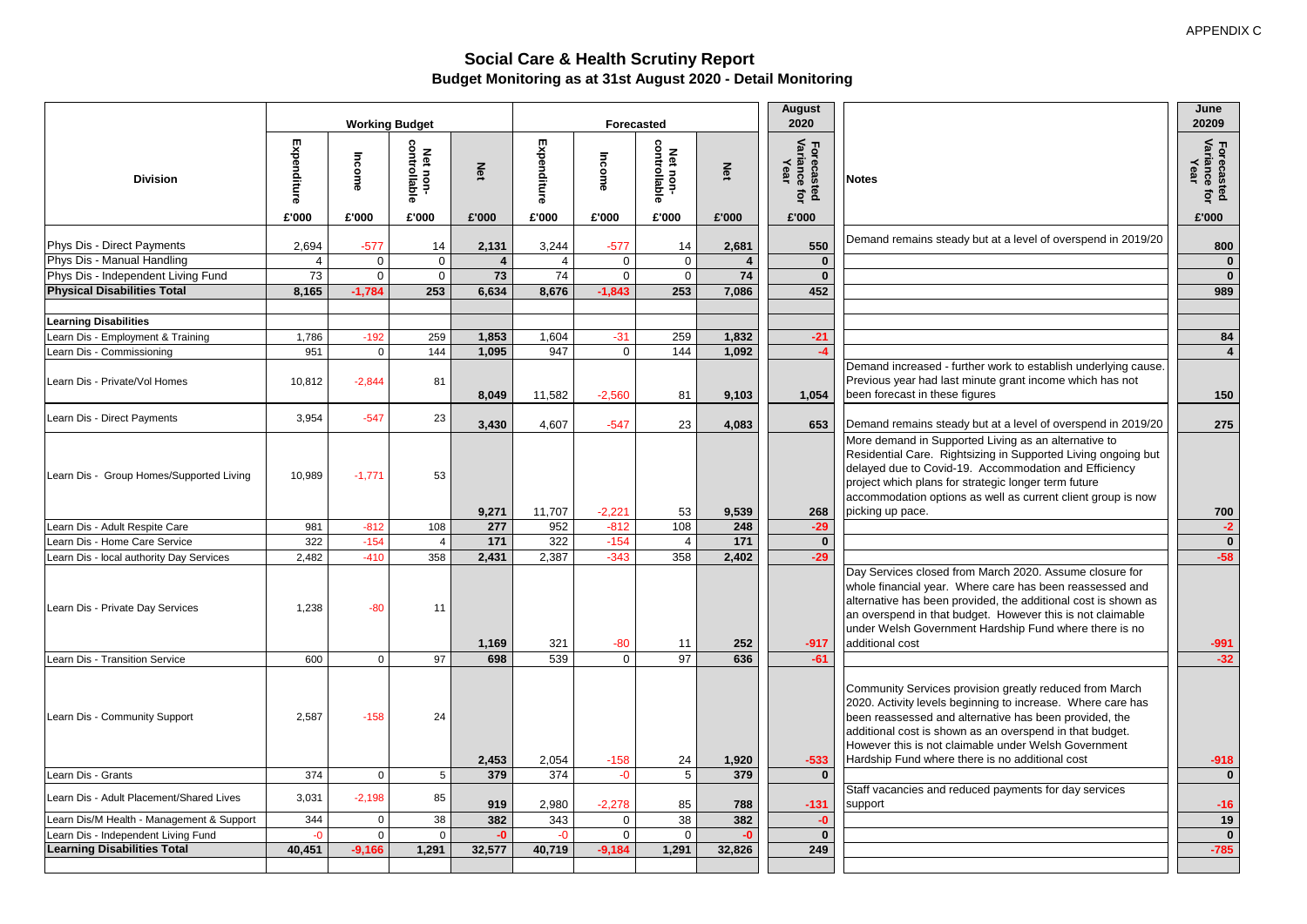APPENDIX C

# Social Care & Health Scrutiny Report

## Budget Monitoring as at 31st August 2020 - Detail Monitoring

| Division | Working Budget | | | | Forecasted | | | | August 2020 | Notes | June 20209 |
|---|---|---|---|---|---|---|---|---|---|---|---|
| | Expenditure | Income | Net non-controllable | Net | Expenditure | Income | Net non-controllable | Net | Forecasted Variance for Year | | Forecasted Variance for Year |
| | £'000 | £'000 | £'000 | £'000 | £'000 | £'000 | £'000 | £'000 | £'000 | | £'000 |
| Phys Dis - Direct Payments | 2,694 | -577 | 14 | **2,131** | 3,244 | -577 | 14 | **2,681** | **550** | Demand remains steady but at a level of overspend in 2019/20 | **800** |
| Phys Dis - Manual Handling | 4 | 0 | 0 | **4** | 4 | 0 | 0 | **4** | **0** | | **0** |
| Phys Dis - Independent Living Fund | 73 | 0 | 0 | **73** | 74 | 0 | 0 | **74** | **0** | | **0** |
| **Physical Disabilities Total** | **8,165** | **-1,784** | **253** | **6,634** | **8,676** | **-1,843** | **253** | **7,086** | **452** | | **989** |
| | | | | | | | | | | | |
| **Learning Disabilities** | | | | | | | | | | | |
| Learn Dis - Employment & Training | 1,786 | -192 | 259 | **1,853** | 1,604 | -31 | 259 | **1,832** | **-21** | | **84** |
| Learn Dis - Commissioning | 951 | 0 | 144 | **1,095** | 947 | 0 | 144 | **1,092** | **-4** | | **4** |
| Learn Dis - Private/Vol Homes | 10,812 | -2,844 | 81 | **8,049** | 11,582 | -2,560 | 81 | **9,103** | **1,054** | Demand increased - further work to establish underlying cause. Previous year had last minute grant income which has not been forecast in these figures | **150** |
| Learn Dis - Direct Payments | 3,954 | -547 | 23 | **3,430** | 4,607 | -547 | 23 | **4,083** | **653** | Demand remains steady but at a level of overspend in 2019/20 | **275** |
| Learn Dis - Group Homes/Supported Living | 10,989 | -1,771 | 53 | **9,271** | 11,707 | -2,221 | 53 | **9,539** | **268** | More demand in Supported Living as an alternative to Residential Care. Rightsizing in Supported Living ongoing but delayed due to Covid-19. Accommodation and Efficiency project which plans for strategic longer term future accommodation options as well as current client group is now picking up pace. | **700** |
| Learn Dis - Adult Respite Care | 981 | -812 | 108 | **277** | 952 | -812 | 108 | **248** | **-29** | | **-2** |
| Learn Dis - Home Care Service | 322 | -154 | 4 | **171** | 322 | -154 | 4 | **171** | **0** | | **0** |
| Learn Dis - local authority Day Services | 2,482 | -410 | 358 | **2,431** | 2,387 | -343 | 358 | **2,402** | **-29** | | **-58** |
| Learn Dis - Private Day Services | 1,238 | -80 | 11 | **1,169** | 321 | -80 | 11 | **252** | **-917** | Day Services closed from March 2020. Assume closure for whole financial year. Where care has been reassessed and alternative has been provided, the additional cost is shown as an overspend in that budget. However this is not claimable under Welsh Government Hardship Fund where there is no additional cost | **-991** |
| Learn Dis - Transition Service | 600 | 0 | 97 | **698** | 539 | 0 | 97 | **636** | **-61** | | **-32** |
| Learn Dis - Community Support | 2,587 | -158 | 24 | **2,453** | 2,054 | -158 | 24 | **1,920** | **-533** | Community Services provision greatly reduced from March 2020. Activity levels beginning to increase. Where care has been reassessed and alternative has been provided, the additional cost is shown as an overspend in that budget. However this is not claimable under Welsh Government Hardship Fund where there is no additional cost | **-918** |
| Learn Dis - Grants | 374 | 0 | 5 | **379** | 374 | -0 | 5 | **379** | **0** | | **0** |
| Learn Dis - Adult Placement/Shared Lives | 3,031 | -2,198 | 85 | **919** | 2,980 | -2,278 | 85 | **788** | **-131** | Staff vacancies and reduced payments for day services support | **-16** |
| Learn Dis/M Health - Management & Support | 344 | 0 | 38 | **382** | 343 | 0 | 38 | **382** | **-0** | | **19** |
| Learn Dis - Independent Living Fund | -0 | 0 | 0 | **-0** | -0 | 0 | 0 | **-0** | **0** | | **0** |
| **Learning Disabilities Total** | **40,451** | **-9,166** | **1,291** | **32,577** | **40,719** | **-9,184** | **1,291** | **32,826** | **249** | | **-785** |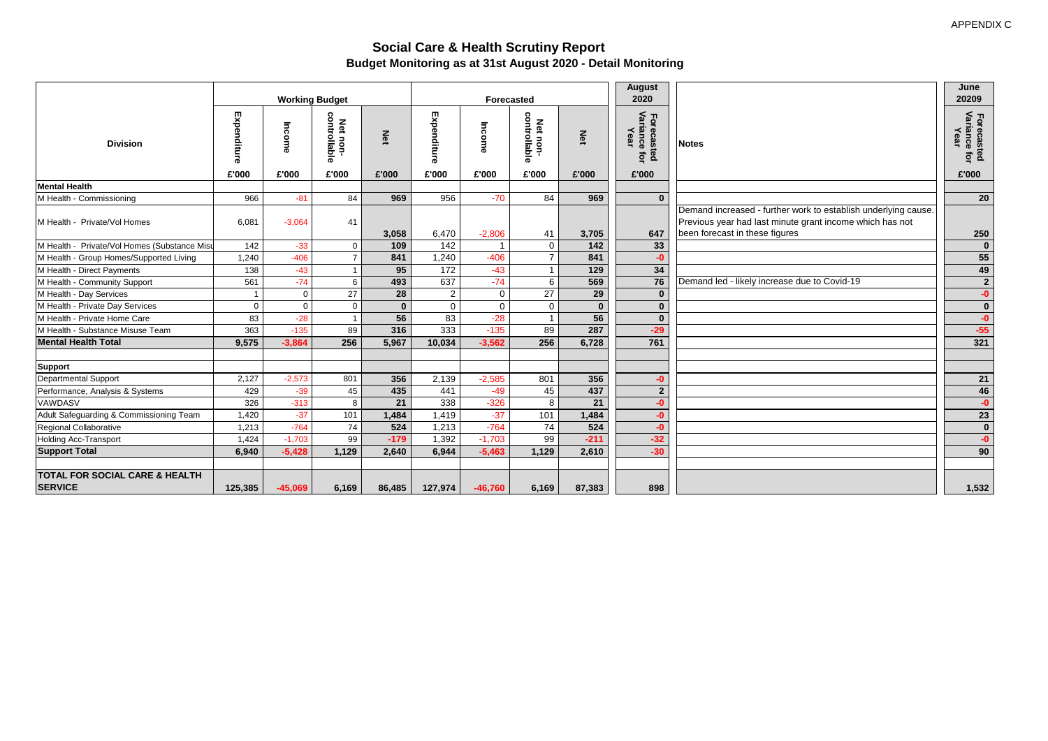APPENDIX C

# Social Care & Health Scrutiny Report

## Budget Monitoring as at 31st August 2020 - Detail Monitoring

| Division | Working Budget | | | | Forecasted | | | | August 2020 | Notes | June 20209 |
|---|---|---|---|---|---|---|---|---|---|---|---|
| | Expenditure | Income | Net non-controllable | Net | Expenditure | Income | Net non-controllable | Net | Forecasted Variance for Year | | Forecasted Variance for Year |
| | £'000 | £'000 | £'000 | £'000 | £'000 | £'000 | £'000 | £'000 | £'000 | | £'000 |
| **Mental Health** | | | | | | | | | | | |
| M Health - Commissioning | 966 | -81 | 84 | **969** | 956 | -70 | 84 | **969** | **0** | | **20** |
| M Health - Private/Vol Homes | 6,081 | -3,064 | 41 | **3,058** | 6,470 | -2,806 | 41 | **3,705** | **647** | Demand increased - further work to establish underlying cause. Previous year had last minute grant income which has not been forecast in these figures | **250** |
| M Health - Private/Vol Homes (Substance Misu | 142 | -33 | 0 | **109** | 142 | 1 | 0 | **142** | **33** | | **0** |
| M Health - Group Homes/Supported Living | 1,240 | -406 | 7 | **841** | 1,240 | -406 | 7 | **841** | **-0** | | **55** |
| M Health - Direct Payments | 138 | -43 | 1 | **95** | 172 | -43 | 1 | **129** | **34** | | **49** |
| M Health - Community Support | 561 | -74 | 6 | **493** | 637 | -74 | 6 | **569** | **76** | Demand led - likely increase due to Covid-19 | **2** |
| M Health - Day Services | 1 | 0 | 27 | **28** | 2 | 0 | 27 | **29** | **0** | | **-0** |
| M Health - Private Day Services | 0 | 0 | 0 | **0** | 0 | 0 | 0 | **0** | **0** | | **0** |
| M Health - Private Home Care | 83 | -28 | 1 | **56** | 83 | -28 | 1 | **56** | **0** | | **-0** |
| M Health - Substance Misuse Team | 363 | -135 | 89 | **316** | 333 | -135 | 89 | **287** | **-29** | | **-55** |
| **Mental Health Total** | **9,575** | **-3,864** | **256** | **5,967** | **10,034** | **-3,562** | **256** | **6,728** | **761** | | **321** |
| | | | | | | | | | | | |
| **Support** | | | | | | | | | | | |
| Departmental Support | 2,127 | -2,573 | 801 | **356** | 2,139 | -2,585 | 801 | **356** | **-0** | | **21** |
| Performance, Analysis & Systems | 429 | -39 | 45 | **435** | 441 | -49 | 45 | **437** | **2** | | **46** |
| VAWDASV | 326 | -313 | 8 | **21** | 338 | -326 | 8 | **21** | **-0** | | **-0** |
| Adult Safeguarding & Commissioning Team | 1,420 | -37 | 101 | **1,484** | 1,419 | -37 | 101 | **1,484** | **-0** | | **23** |
| Regional Collaborative | 1,213 | -764 | 74 | **524** | 1,213 | -764 | 74 | **524** | **-0** | | **0** |
| Holding Acc-Transport | 1,424 | -1,703 | 99 | **-179** | 1,392 | -1,703 | 99 | **-211** | **-32** | | **-0** |
| **Support Total** | **6,940** | **-5,428** | **1,129** | **2,640** | **6,944** | **-5,463** | **1,129** | **2,610** | **-30** | | **90** |
| | | | | | | | | | | | |
| **TOTAL FOR SOCIAL CARE & HEALTH SERVICE** | **125,385** | **-45,069** | **6,169** | **86,485** | **127,974** | **-46,760** | **6,169** | **87,383** | **898** | | **1,532** |